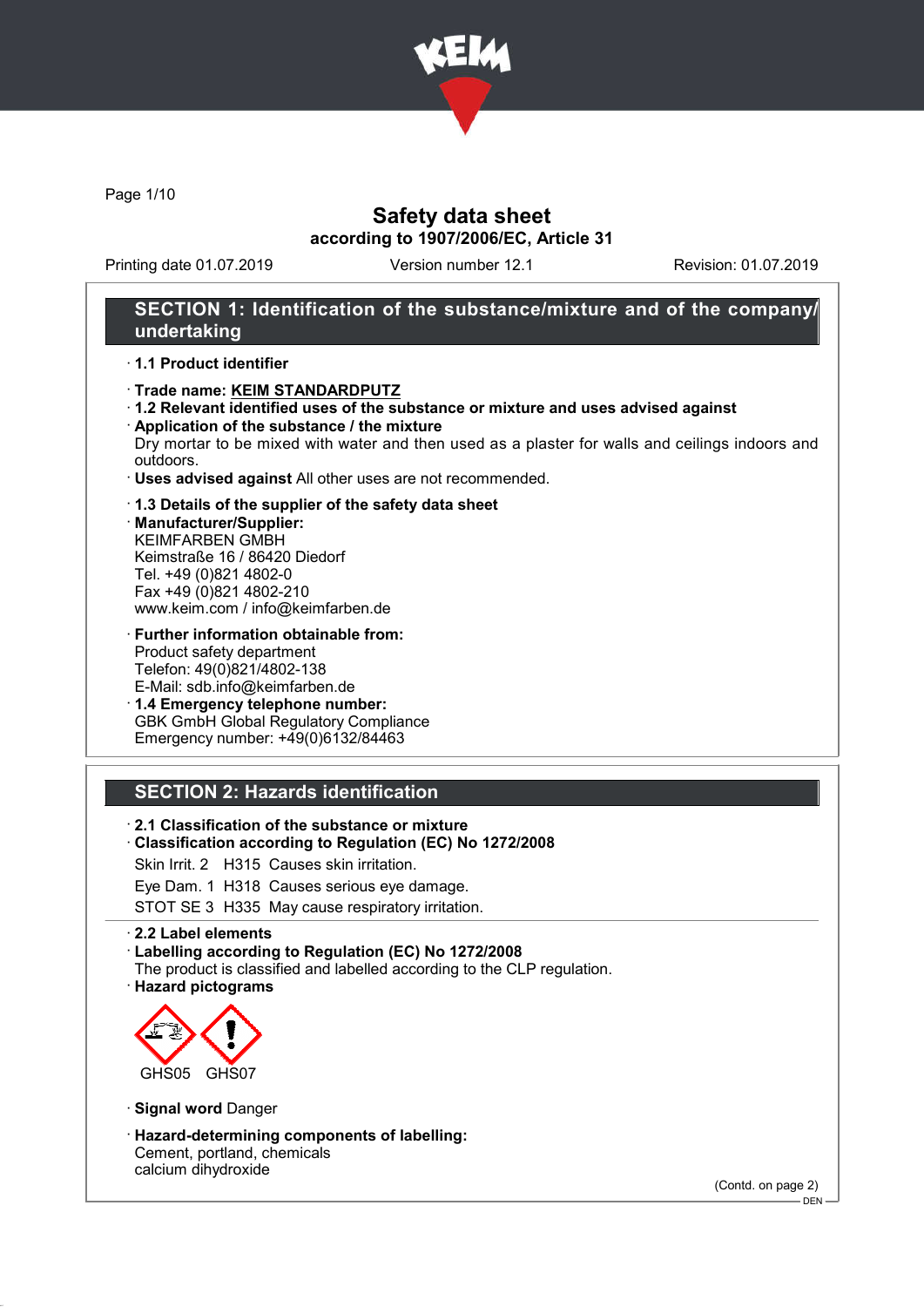# Safety data sheet

**according to 1907/2006/EC, Article 31**

Printing date 01.07.2019 Version number 12.1 Revision: 01.07.2019

## SECTION 1: Identification of the substance/mixture and of the company/undertaking

- **1.1 Product identifier**
- **Trade name: KEIM STANDARDPUTZ**
- **1.2 Relevant identified uses of the substance or mixture and uses advised against**
- **Application of the substance / the mixture**
  Dry mortar to be mixed with water and then used as a plaster for walls and ceilings indoors and outdoors.
- **Uses advised against** All other uses are not recommended.
- **1.3 Details of the supplier of the safety data sheet**
- **Manufacturer/Supplier:**
  KEIMFARBEN GMBH
  Keimstraße 16 / 86420 Diedorf
  Tel. +49 (0)821 4802-0
  Fax +49 (0)821 4802-210
  www.keim.com / info@keimfarben.de
- **Further information obtainable from:**
  Product safety department
  Telefon: 49(0)821/4802-138
  E-Mail: sdb.info@keimfarben.de
- **1.4 Emergency telephone number:**
  GBK GmbH Global Regulatory Compliance
  Emergency number: +49(0)6132/84463

## SECTION 2: Hazards identification

- **2.1 Classification of the substance or mixture**
- **Classification according to Regulation (EC) No 1272/2008**

Skin Irrit. 2 H315 Causes skin irritation.

Eye Dam. 1 H318 Causes serious eye damage.

STOT SE 3 H335 May cause respiratory irritation.

- **2.2 Label elements**
- **Labelling according to Regulation (EC) No 1272/2008**
  The product is classified and labelled according to the CLP regulation.
- **Hazard pictograms**

GHS05 GHS07

- **Signal word** Danger
- **Hazard-determining components of labelling:**
  Cement, portland, chemicals
  calcium dihydroxide

(Contd. on page 2)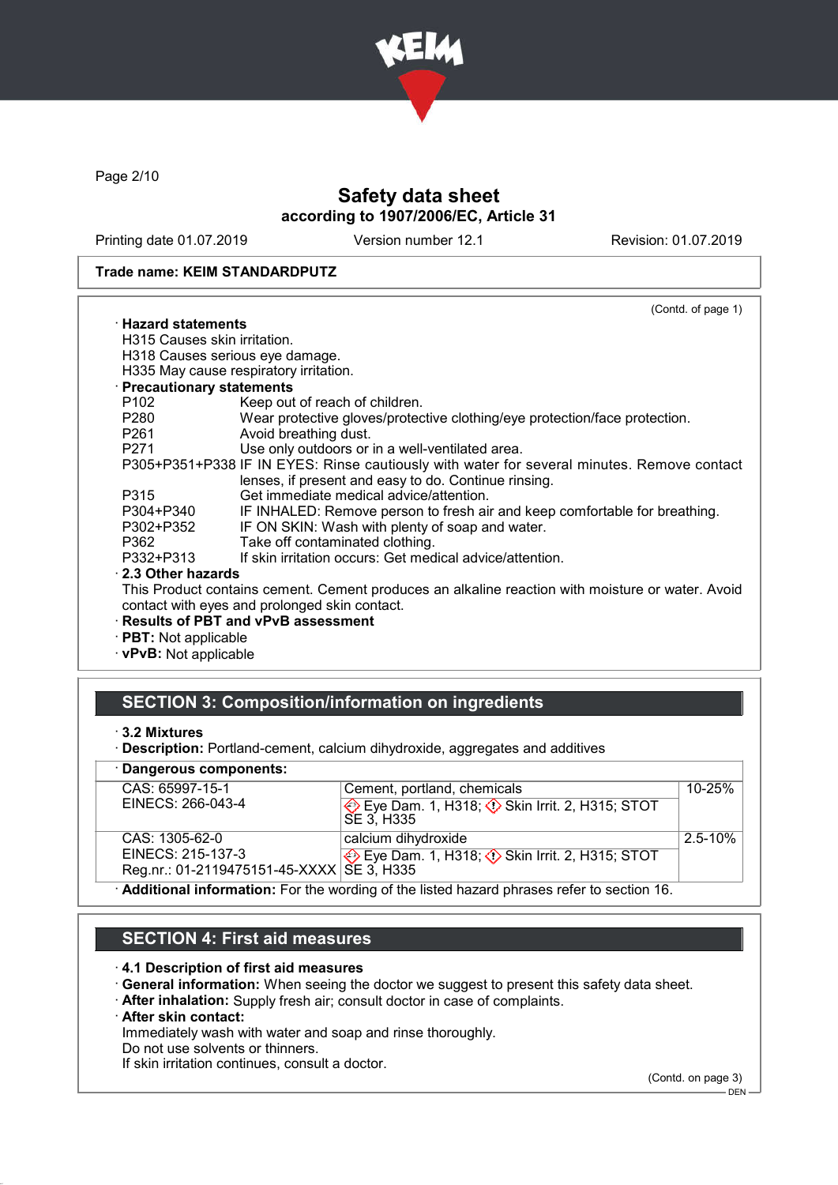Safety data sheet
according to 1907/2006/EC, Article 31

Printing date 01.07.2019 Version number 12.1 Revision: 01.07.2019

**Trade name: KEIM STANDARDPUTZ**

(Contd. of page 1)

· **Hazard statements**
H315 Causes skin irritation.
H318 Causes serious eye damage.
H335 May cause respiratory irritation.

· **Precautionary statements**

| | |
|---|---|
| P102 | Keep out of reach of children. |
| P280 | Wear protective gloves/protective clothing/eye protection/face protection. |
| P261 | Avoid breathing dust. |
| P271 | Use only outdoors or in a well-ventilated area. |
| P305+P351+P338 | IF IN EYES: Rinse cautiously with water for several minutes. Remove contact lenses, if present and easy to do. Continue rinsing. |
| P315 | Get immediate medical advice/attention. |
| P304+P340 | IF INHALED: Remove person to fresh air and keep comfortable for breathing. |
| P302+P352 | IF ON SKIN: Wash with plenty of soap and water. |
| P362 | Take off contaminated clothing. |
| P332+P313 | If skin irritation occurs: Get medical advice/attention. |

· **2.3 Other hazards**
This Product contains cement. Cement produces an alkaline reaction with moisture or water. Avoid contact with eyes and prolonged skin contact.

· **Results of PBT and vPvB assessment**
· **PBT:** Not applicable
· **vPvB:** Not applicable

## SECTION 3: Composition/information on ingredients

· **3.2 Mixtures**
· **Description:** Portland-cement, calcium dihydroxide, aggregates and additives

· **Dangerous components:**

| | | |
|---|---|---|
| CAS: 65997-15-1<br>EINECS: 266-043-4 | Cement, portland, chemicals<br>Eye Dam. 1, H318; Skin Irrit. 2, H315; STOT SE 3, H335 | 10-25% |
| CAS: 1305-62-0<br>EINECS: 215-137-3<br>Reg.nr.: 01-2119475151-45-XXXX | calcium dihydroxide<br>Eye Dam. 1, H318; Skin Irrit. 2, H315; STOT SE 3, H335 | 2.5-10% |

· **Additional information:** For the wording of the listed hazard phrases refer to section 16.

## SECTION 4: First aid measures

· **4.1 Description of first aid measures**
· **General information:** When seeing the doctor we suggest to present this safety data sheet.
· **After inhalation:** Supply fresh air; consult doctor in case of complaints.
· **After skin contact:**
Immediately wash with water and soap and rinse thoroughly.
Do not use solvents or thinners.
If skin irritation continues, consult a doctor.

(Contd. on page 3)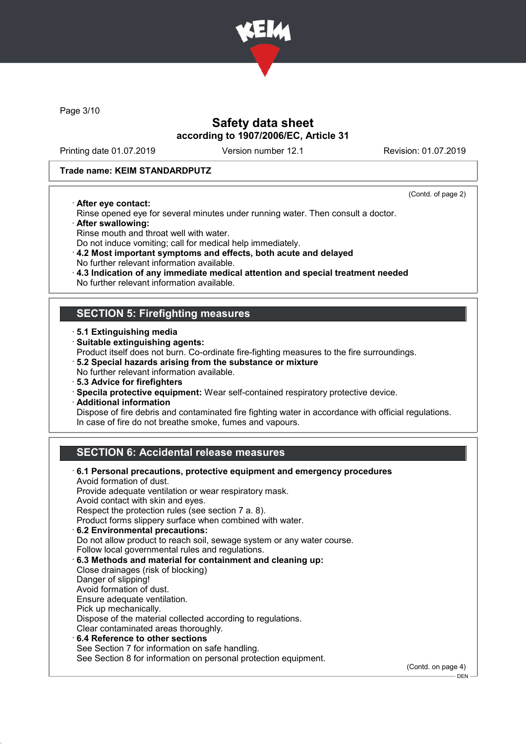Trade name: KEIM STANDARDPUTZ

(Contd. of page 2)

· **After eye contact:**
Rinse opened eye for several minutes under running water. Then consult a doctor.
· **After swallowing:**
Rinse mouth and throat well with water.
Do not induce vomiting; call for medical help immediately.
· **4.2 Most important symptoms and effects, both acute and delayed**
No further relevant information available.
· **4.3 Indication of any immediate medical attention and special treatment needed**
No further relevant information available.

## SECTION 5: Firefighting measures

· **5.1 Extinguishing media**
· **Suitable extinguishing agents:**
Product itself does not burn. Co-ordinate fire-fighting measures to the fire surroundings.
· **5.2 Special hazards arising from the substance or mixture**
No further relevant information available.
· **5.3 Advice for firefighters**
· **Specila protective equipment:** Wear self-contained respiratory protective device.
· **Additional information**
Dispose of fire debris and contaminated fire fighting water in accordance with official regulations.
In case of fire do not breathe smoke, fumes and vapours.

## SECTION 6: Accidental release measures

· **6.1 Personal precautions, protective equipment and emergency procedures**
Avoid formation of dust.
Provide adequate ventilation or wear respiratory mask.
Avoid contact with skin and eyes.
Respect the protection rules (see section 7 a. 8).
Product forms slippery surface when combined with water.
· **6.2 Environmental precautions:**
Do not allow product to reach soil, sewage system or any water course.
Follow local governmental rules and regulations.
· **6.3 Methods and material for containment and cleaning up:**
Close drainages (risk of blocking)
Danger of slipping!
Avoid formation of dust.
Ensure adequate ventilation.
Pick up mechanically.
Dispose of the material collected according to regulations.
Clear contaminated areas thoroughly.
· **6.4 Reference to other sections**
See Section 7 for information on safe handling.
See Section 8 for information on personal protection equipment.

(Contd. on page 4)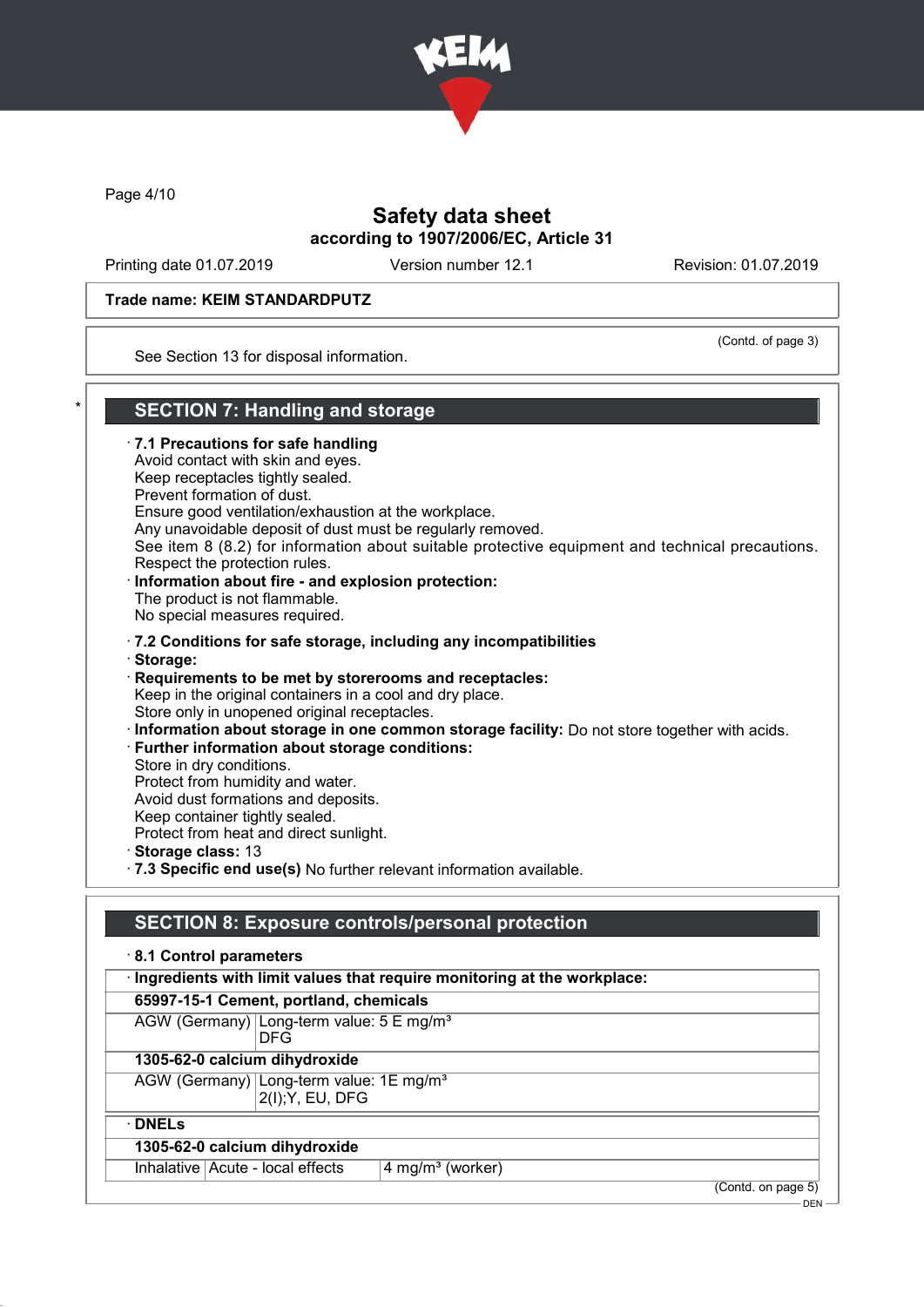Safety data sheet
according to 1907/2006/EC, Article 31

Printing date 01.07.2019 Version number 12.1 Revision: 01.07.2019

Trade name: KEIM STANDARDPUTZ

(Contd. of page 3)

See Section 13 for disposal information.

## SECTION 7: Handling and storage

· **7.1 Precautions for safe handling**
Avoid contact with skin and eyes.
Keep receptacles tightly sealed.
Prevent formation of dust.
Ensure good ventilation/exhaustion at the workplace.
Any unavoidable deposit of dust must be regularly removed.
See item 8 (8.2) for information about suitable protective equipment and technical precautions.
Respect the protection rules.

· **Information about fire - and explosion protection:**
The product is not flammable.
No special measures required.

· **7.2 Conditions for safe storage, including any incompatibilities**

· **Storage:**

· **Requirements to be met by storerooms and receptacles:**
Keep in the original containers in a cool and dry place.
Store only in unopened original receptacles.

· **Information about storage in one common storage facility:** Do not store together with acids.

· **Further information about storage conditions:**
Store in dry conditions.
Protect from humidity and water.
Avoid dust formations and deposits.
Keep container tightly sealed.
Protect from heat and direct sunlight.

· **Storage class:** 13

· **7.3 Specific end use(s)** No further relevant information available.

## SECTION 8: Exposure controls/personal protection

· **8.1 Control parameters**

· **Ingredients with limit values that require monitoring at the workplace:**

| | |
|---|---|
| **65997-15-1 Cement, portland, chemicals** | |
| AGW (Germany) | Long-term value: 5 E mg/m³<br>DFG |
| **1305-62-0 calcium dihydroxide** | |
| AGW (Germany) | Long-term value: 1E mg/m³<br>2(I);Y, EU, DFG |

· **DNELs**

| | | |
|---|---|---|
| **1305-62-0 calcium dihydroxide** | | |
| Inhalative | Acute - local effects | 4 mg/m³ (worker) |

(Contd. on page 5)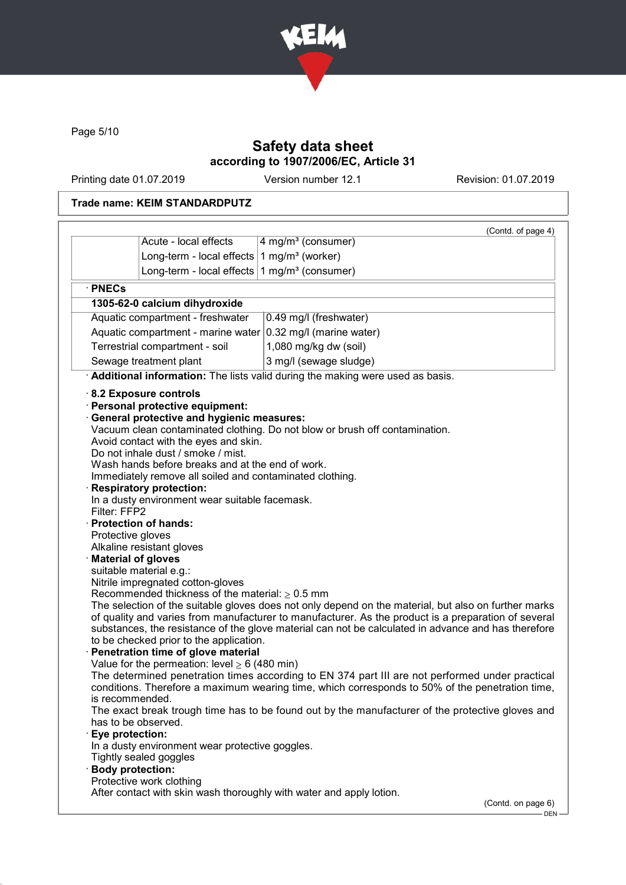**Trade name: KEIM STANDARDPUTZ**

(Contd. of page 4)

| | | |
|---|---|---|
| | Acute - local effects | 4 mg/m³ (consumer) |
| | Long-term - local effects | 1 mg/m³ (worker) |
| | Long-term - local effects | 1 mg/m³ (consumer) |

· **PNECs**

| **1305-62-0 calcium dihydroxide** | |
|---|---|
| Aquatic compartment - freshwater | 0.49 mg/l (freshwater) |
| Aquatic compartment - marine water | 0.32 mg/l (marine water) |
| Terrestrial compartment - soil | 1,080 mg/kg dw (soil) |
| Sewage treatment plant | 3 mg/l (sewage sludge) |

· **Additional information:** The lists valid during the making were used as basis.

· **8.2 Exposure controls**

· **Personal protective equipment:**

· **General protective and hygienic measures:**
Vacuum clean contaminated clothing. Do not blow or brush off contamination.
Avoid contact with the eyes and skin.
Do not inhale dust / smoke / mist.
Wash hands before breaks and at the end of work.
Immediately remove all soiled and contaminated clothing.

· **Respiratory protection:**
In a dusty environment wear suitable facemask.
Filter: FFP2

· **Protection of hands:**
Protective gloves
Alkaline resistant gloves

· **Material of gloves**
suitable material e.g.:
Nitrile impregnated cotton-gloves
Recommended thickness of the material: ≥ 0.5 mm
The selection of the suitable gloves does not only depend on the material, but also on further marks of quality and varies from manufacturer to manufacturer. As the product is a preparation of several substances, the resistance of the glove material can not be calculated in advance and has therefore to be checked prior to the application.

· **Penetration time of glove material**
Value for the permeation: level ≥ 6 (480 min)
The determined penetration times according to EN 374 part III are not performed under practical conditions. Therefore a maximum wearing time, which corresponds to 50% of the penetration time, is recommended.
The exact break trough time has to be found out by the manufacturer of the protective gloves and has to be observed.

· **Eye protection:**
In a dusty environment wear protective goggles.
Tightly sealed goggles

· **Body protection:**
Protective work clothing
After contact with skin wash thoroughly with water and apply lotion.

(Contd. on page 6)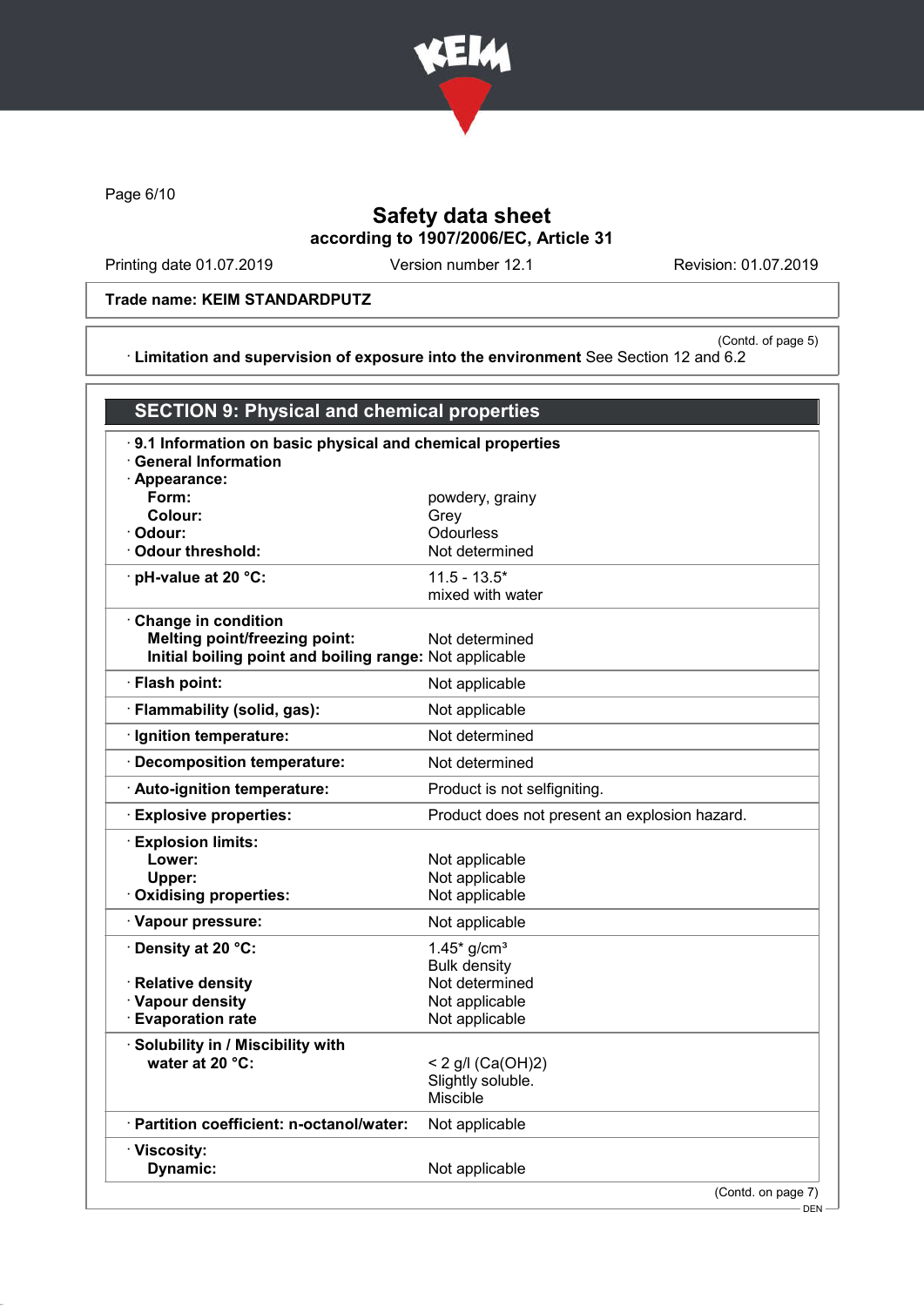# Safety data sheet

according to 1907/2006/EC, Article 31

Printing date 01.07.2019 | Version number 12.1 | Revision: 01.07.2019

**Trade name: KEIM STANDARDPUTZ**

(Contd. of page 5)

· **Limitation and supervision of exposure into the environment** See Section 12 and 6.2

## SECTION 9: Physical and chemical properties

· **9.1 Information on basic physical and chemical properties**
· **General Information**

| | |
|---|---|
| · **Appearance:** | |
| **Form:** | powdery, grainy |
| **Colour:** | Grey |
| · **Odour:** | Odourless |
| · **Odour threshold:** | Not determined |
| · **pH-value at 20 °C:** | 11.5 - 13.5* mixed with water |
| · **Change in condition** | |
| **Melting point/freezing point:** | Not determined |
| **Initial boiling point and boiling range:** | Not applicable |
| · **Flash point:** | Not applicable |
| · **Flammability (solid, gas):** | Not applicable |
| · **Ignition temperature:** | Not determined |
| · **Decomposition temperature:** | Not determined |
| · **Auto-ignition temperature:** | Product is not selfigniting. |
| · **Explosive properties:** | Product does not present an explosion hazard. |
| · **Explosion limits:** | |
| **Lower:** | Not applicable |
| **Upper:** | Not applicable |
| · **Oxidising properties:** | Not applicable |
| · **Vapour pressure:** | Not applicable |
| · **Density at 20 °C:** | 1.45* g/cm³ Bulk density |
| · **Relative density** | Not determined |
| · **Vapour density** | Not applicable |
| · **Evaporation rate** | Not applicable |
| · **Solubility in / Miscibility with** | |
| **water at 20 °C:** | < 2 g/l ($Ca(OH)_2$) Slightly soluble. Miscible |
| · **Partition coefficient: n-octanol/water:** | Not applicable |
| · **Viscosity:** | |
| **Dynamic:** | Not applicable |

(Contd. on page 7)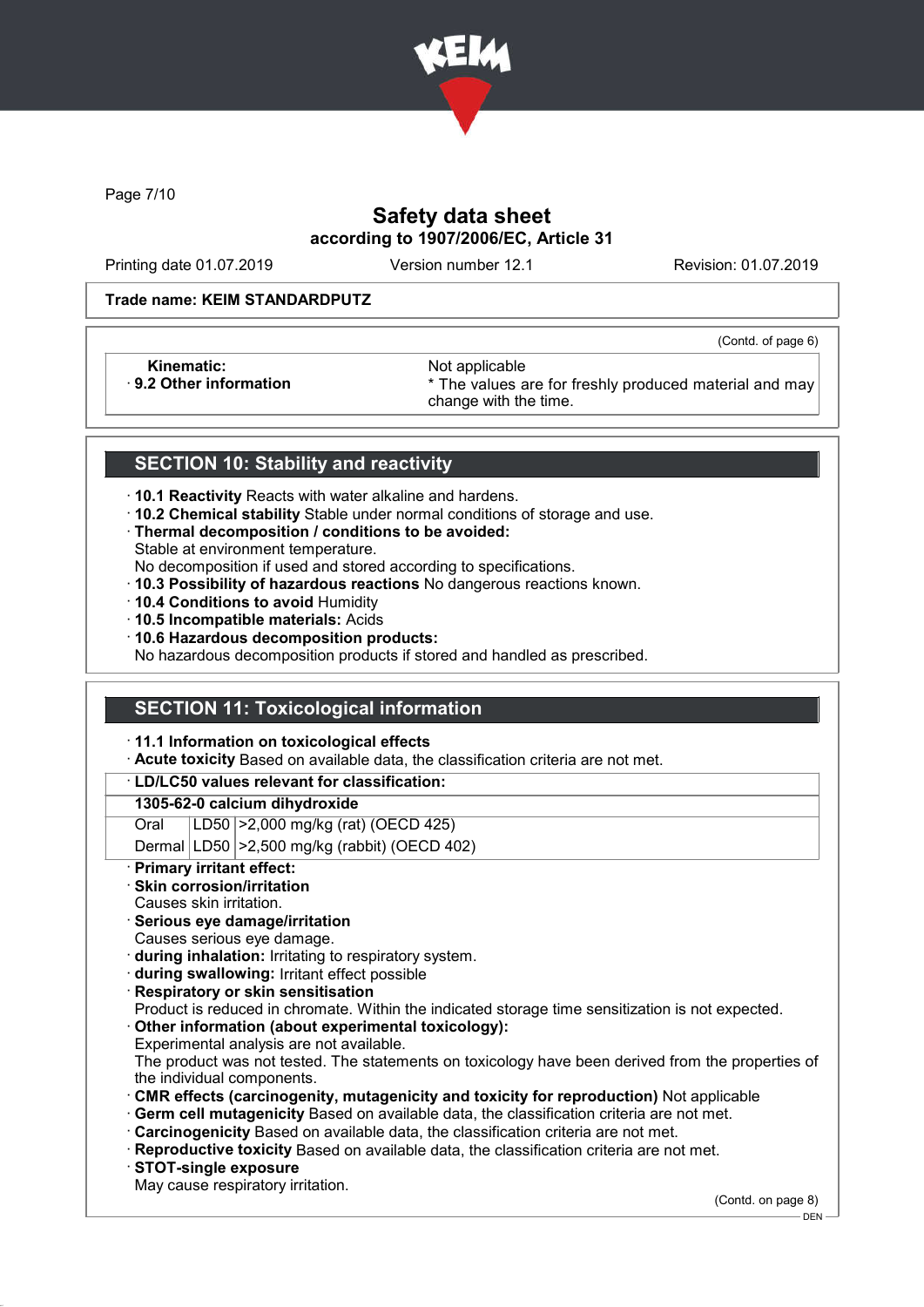# Safety data sheet

**according to 1907/2006/EC, Article 31**

Printing date 01.07.2019 Version number 12.1 Revision: 01.07.2019

**Trade name: KEIM STANDARDPUTZ**

(Contd. of page 6)

| | |
|---|---|
| **Kinematic:** | Not applicable |
| · **9.2 Other information** | * The values are for freshly produced material and may change with the time. |

## SECTION 10: Stability and reactivity

· **10.1 Reactivity** Reacts with water alkaline and hardens.
· **10.2 Chemical stability** Stable under normal conditions of storage and use.
· **Thermal decomposition / conditions to be avoided:**
Stable at environment temperature.
No decomposition if used and stored according to specifications.
· **10.3 Possibility of hazardous reactions** No dangerous reactions known.
· **10.4 Conditions to avoid** Humidity
· **10.5 Incompatible materials:** Acids
· **10.6 Hazardous decomposition products:**
No hazardous decomposition products if stored and handled as prescribed.

## SECTION 11: Toxicological information

· **11.1 Information on toxicological effects**
· **Acute toxicity** Based on available data, the classification criteria are not met.

· **LD/LC50 values relevant for classification:**

| **1305-62-0 calcium dihydroxide** | | |
|---|---|---|
| Oral | LD50 | >2,000 mg/kg (rat) (OECD 425) |
| Dermal | LD50 | >2,500 mg/kg (rabbit) (OECD 402) |

· **Primary irritant effect:**
· **Skin corrosion/irritation**
Causes skin irritation.
· **Serious eye damage/irritation**
Causes serious eye damage.
· **during inhalation:** Irritating to respiratory system.
· **during swallowing:** Irritant effect possible
· **Respiratory or skin sensitisation**
Product is reduced in chromate. Within the indicated storage time sensitization is not expected.
· **Other information (about experimental toxicology):**
Experimental analysis are not available.
The product was not tested. The statements on toxicology have been derived from the properties of the individual components.
· **CMR effects (carcinogenity, mutagenicity and toxicity for reproduction)** Not applicable
· **Germ cell mutagenicity** Based on available data, the classification criteria are not met.
· **Carcinogenicity** Based on available data, the classification criteria are not met.
· **Reproductive toxicity** Based on available data, the classification criteria are not met.
· **STOT-single exposure**
May cause respiratory irritation.

(Contd. on page 8)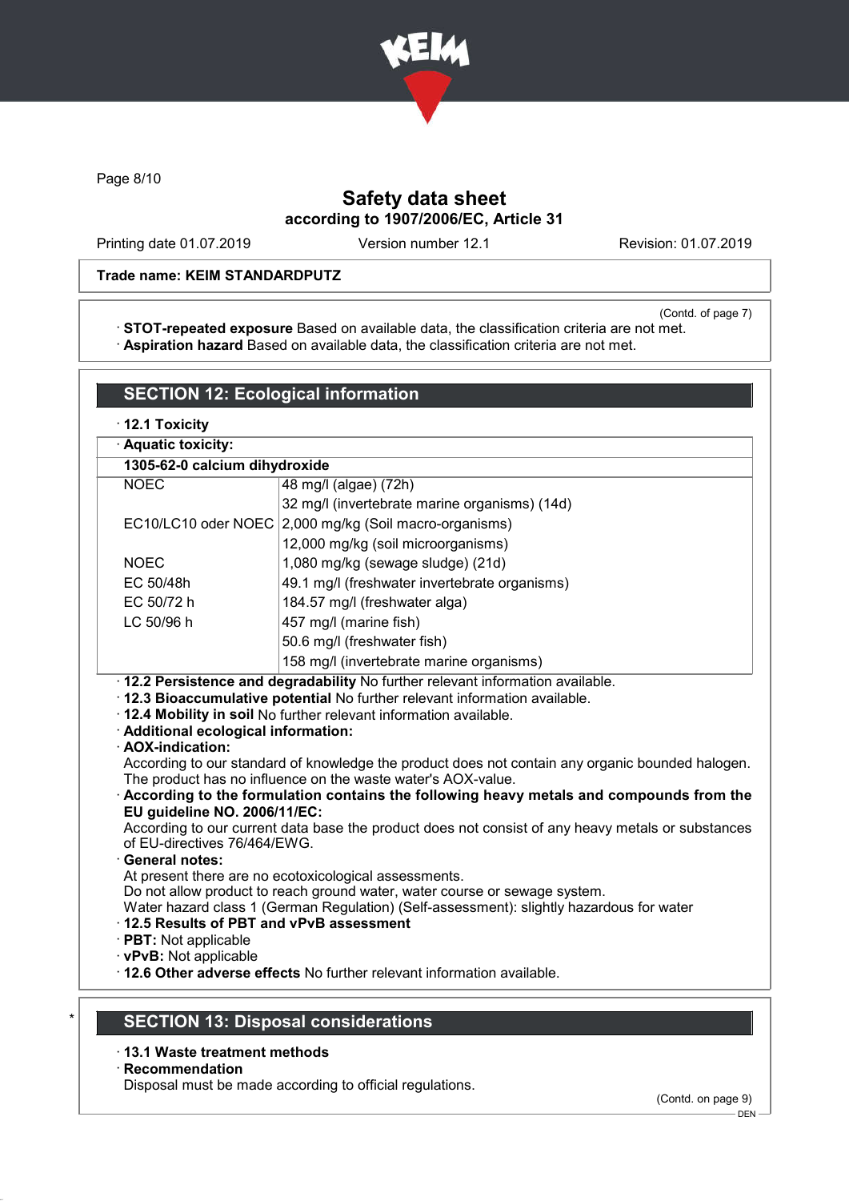# Safety data sheet
## according to 1907/2006/EC, Article 31

Printing date 01.07.2019 | Version number 12.1 | Revision: 01.07.2019

**Trade name: KEIM STANDARDPUTZ**

(Contd. of page 7)

· **STOT-repeated exposure** Based on available data, the classification criteria are not met.
· **Aspiration hazard** Based on available data, the classification criteria are not met.

## SECTION 12: Ecological information

· **12.1 Toxicity**

· **Aquatic toxicity:**

| **1305-62-0 calcium dihydroxide** | |
|---|---|
| NOEC | 48 mg/l (algae) (72h) |
| | 32 mg/l (invertebrate marine organisms) (14d) |
| EC10/LC10 oder NOEC | 2,000 mg/kg (Soil macro-organisms) |
| | 12,000 mg/kg (soil microorganisms) |
| NOEC | 1,080 mg/kg (sewage sludge) (21d) |
| EC 50/48h | 49.1 mg/l (freshwater invertebrate organisms) |
| EC 50/72 h | 184.57 mg/l (freshwater alga) |
| LC 50/96 h | 457 mg/l (marine fish) |
| | 50.6 mg/l (freshwater fish) |
| | 158 mg/l (invertebrate marine organisms) |

· **12.2 Persistence and degradability** No further relevant information available.
· **12.3 Bioaccumulative potential** No further relevant information available.
· **12.4 Mobility in soil** No further relevant information available.
· **Additional ecological information:**
· **AOX-indication:**
According to our standard of knowledge the product does not contain any organic bounded halogen. The product has no influence on the waste water's AOX-value.
· **According to the formulation contains the following heavy metals and compounds from the EU guideline NO. 2006/11/EC:**
According to our current data base the product does not consist of any heavy metals or substances of EU-directives 76/464/EWG.
· **General notes:**
At present there are no ecotoxicological assessments.
Do not allow product to reach ground water, water course or sewage system.
Water hazard class 1 (German Regulation) (Self-assessment): slightly hazardous for water
· **12.5 Results of PBT and vPvB assessment**
· **PBT:** Not applicable
· **vPvB:** Not applicable
· **12.6 Other adverse effects** No further relevant information available.

## * SECTION 13: Disposal considerations

· **13.1 Waste treatment methods**
· **Recommendation**
Disposal must be made according to official regulations.

(Contd. on page 9)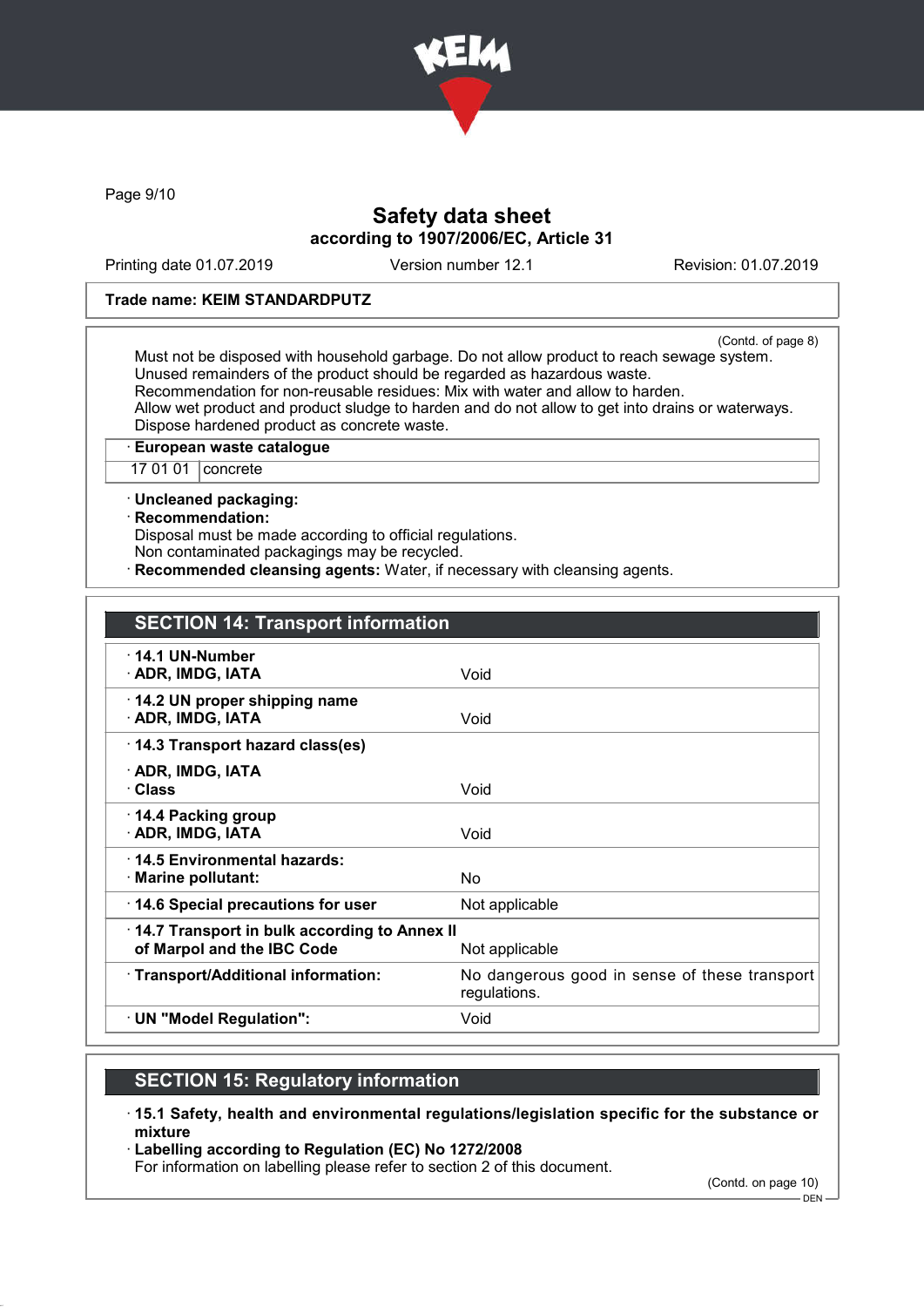Trade name: KEIM STANDARDPUTZ

(Contd. of page 8)

Must not be disposed with household garbage. Do not allow product to reach sewage system.
Unused remainders of the product should be regarded as hazardous waste.
Recommendation for non-reusable residues: Mix with water and allow to harden.
Allow wet product and product sludge to harden and do not allow to get into drains or waterways.
Dispose hardened product as concrete waste.

· **European waste catalogue**

| | |
|---|---|
| 17 01 01 | concrete |

· **Uncleaned packaging:**
· **Recommendation:**
Disposal must be made according to official regulations.
Non contaminated packagings may be recycled.
· **Recommended cleansing agents:** Water, if necessary with cleansing agents.

## SECTION 14: Transport information

| | |
|---|---|
| · **14.1 UN-Number** | |
| · **ADR, IMDG, IATA** | Void |
| · **14.2 UN proper shipping name** | |
| · **ADR, IMDG, IATA** | Void |
| · **14.3 Transport hazard class(es)** | |
| · **ADR, IMDG, IATA** | |
| · **Class** | Void |
| · **14.4 Packing group** | |
| · **ADR, IMDG, IATA** | Void |
| · **14.5 Environmental hazards:** | |
| · **Marine pollutant:** | No |
| · **14.6 Special precautions for user** | Not applicable |
| · **14.7 Transport in bulk according to Annex II of Marpol and the IBC Code** | Not applicable |
| · **Transport/Additional information:** | No dangerous good in sense of these transport regulations. |
| · **UN "Model Regulation":** | Void |

## SECTION 15: Regulatory information

· **15.1 Safety, health and environmental regulations/legislation specific for the substance or mixture**
· **Labelling according to Regulation (EC) No 1272/2008**
For information on labelling please refer to section 2 of this document.

(Contd. on page 10)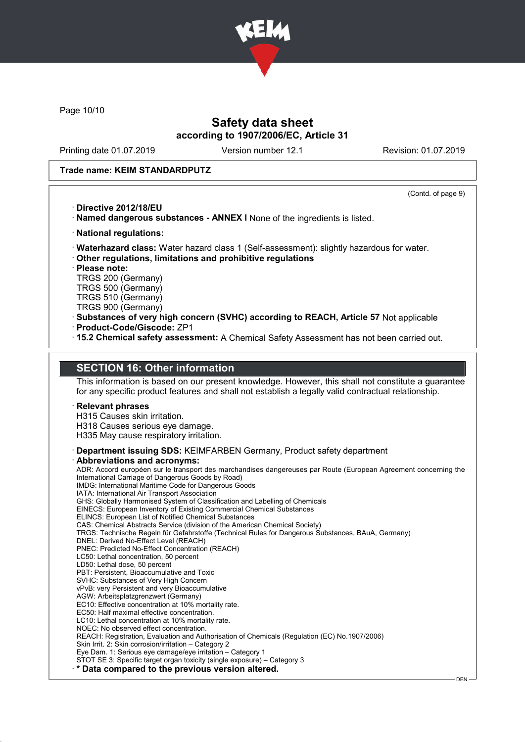# Safety data sheet
according to 1907/2006/EC, Article 31

Printing date 01.07.2019 | Version number 12.1 | Revision: 01.07.2019

**Trade name: KEIM STANDARDPUTZ**

(Contd. of page 9)

· **Directive 2012/18/EU**
· **Named dangerous substances - ANNEX I** None of the ingredients is listed.

· **National regulations:**

· **Waterhazard class:** Water hazard class 1 (Self-assessment): slightly hazardous for water.
· **Other regulations, limitations and prohibitive regulations**
· **Please note:**
TRGS 200 (Germany)
TRGS 500 (Germany)
TRGS 510 (Germany)
TRGS 900 (Germany)
· **Substances of very high concern (SVHC) according to REACH, Article 57** Not applicable
· **Product-Code/Giscode:** ZP1
· **15.2 Chemical safety assessment:** A Chemical Safety Assessment has not been carried out.

## SECTION 16: Other information

This information is based on our present knowledge. However, this shall not constitute a guarantee for any specific product features and shall not establish a legally valid contractual relationship.

· **Relevant phrases**
H315 Causes skin irritation.
H318 Causes serious eye damage.
H335 May cause respiratory irritation.

· **Department issuing SDS:** KEIMFARBEN Germany, Product safety department
· **Abbreviations and acronyms:**
ADR: Accord européen sur le transport des marchandises dangereuses par Route (European Agreement concerning the International Carriage of Dangerous Goods by Road)
IMDG: International Maritime Code for Dangerous Goods
IATA: International Air Transport Association
GHS: Globally Harmonised System of Classification and Labelling of Chemicals
EINECS: European Inventory of Existing Commercial Chemical Substances
ELINCS: European List of Notified Chemical Substances
CAS: Chemical Abstracts Service (division of the American Chemical Society)
TRGS: Technische Regeln für Gefahrstoffe (Technical Rules for Dangerous Substances, BAuA, Germany)
DNEL: Derived No-Effect Level (REACH)
PNEC: Predicted No-Effect Concentration (REACH)
LC50: Lethal concentration, 50 percent
LD50: Lethal dose, 50 percent
PBT: Persistent, Bioaccumulative and Toxic
SVHC: Substances of Very High Concern
vPvB: very Persistent and very Bioaccumulative
AGW: Arbeitsplatzgrenzwert (Germany)
EC10: Effective concentration at 10% mortality rate.
EC50: Half maximal effective concentration.
LC10: Lethal concentration at 10% mortality rate.
NOEC: No observed effect concentration.
REACH: Registration, Evaluation and Authorisation of Chemicals (Regulation (EC) No.1907/2006)
Skin Irrit. 2: Skin corrosion/irritation – Category 2
Eye Dam. 1: Serious eye damage/eye irritation – Category 1
STOT SE 3: Specific target organ toxicity (single exposure) – Category 3
· * **Data compared to the previous version altered.**